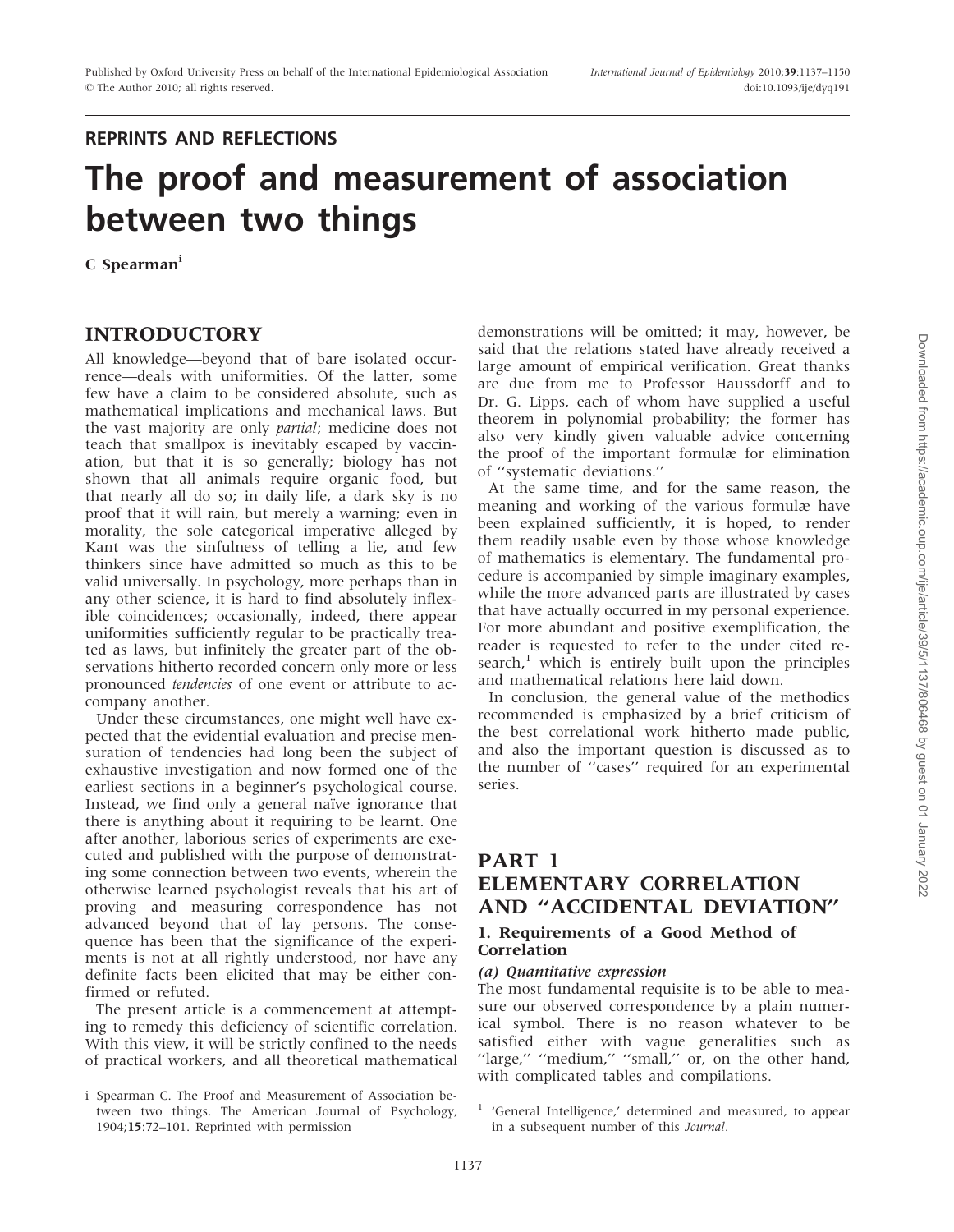REPRINTS AND REFLECTIONS

# The proof and measurement of association between two things

C Spearman[i]

## INTRODUCTORY

All knowledge—beyond that of bare isolated occurrence—deals with uniformities. Of the latter, some few have a claim to be considered absolute, such as mathematical implications and mechanical laws. But the vast majority are only *partial*; medicine does not teach that smallpox is inevitably escaped by vaccination, but that it is so generally; biology has not shown that all animals require organic food, but that nearly all do so; in daily life, a dark sky is no proof that it will rain, but merely a warning; even in morality, the sole categorical imperative alleged by Kant was the sinfulness of telling a lie, and few thinkers since have admitted so much as this to be valid universally. In psychology, more perhaps than in any other science, it is hard to find absolutely inflexible coincidences; occasionally, indeed, there appear uniformities sufficiently regular to be practically treated as laws, but infinitely the greater part of the observations hitherto recorded concern only more or less pronounced *tendencies* of one event or attribute to accompany another.

Under these circumstances, one might well have expected that the evidential evaluation and precise mensuration of tendencies had long been the subject of exhaustive investigation and now formed one of the earliest sections in a beginner's psychological course. Instead, we find only a general naïve ignorance that there is anything about it requiring to be learnt. One after another, laborious series of experiments are executed and published with the purpose of demonstrating some connection between two events, wherein the otherwise learned psychologist reveals that his art of proving and measuring correspondence has not advanced beyond that of lay persons. The consequence has been that the significance of the experiments is not at all rightly understood, nor have any definite facts been elicited that may be either confirmed or refuted.

The present article is a commencement at attempting to remedy this deficiency of scientific correlation. With this view, it will be strictly confined to the needs of practical workers, and all theoretical mathematical demonstrations will be omitted; it may, however, be said that the relations stated have already received a large amount of empirical verification. Great thanks are due from me to Professor Haussdorff and to Dr. G. Lipps, each of whom have supplied a useful theorem in polynomial probability; the former has also very kindly given valuable advice concerning the proof of the important formulæ for elimination of ''systematic deviations.''

At the same time, and for the same reason, the meaning and working of the various formulæ have been explained sufficiently, it is hoped, to render them readily usable even by those whose knowledge of mathematics is elementary. The fundamental procedure is accompanied by simple imaginary examples, while the more advanced parts are illustrated by cases that have actually occurred in my personal experience. For more abundant and positive exemplification, the reader is requested to refer to the under cited research,[1] which is entirely built upon the principles and mathematical relations here laid down.

In conclusion, the general value of the methodics recommended is emphasized by a brief criticism of the best correlational work hitherto made public, and also the important question is discussed as to the number of ''cases'' required for an experimental series.

## PART 1 ELEMENTARY CORRELATION AND ''ACCIDENTAL DEVIATION''

### 1. Requirements of a Good Method of Correlation

#### *(a) Quantitative expression*

The most fundamental requisite is to be able to measure our observed correspondence by a plain numerical symbol. There is no reason whatever to be satisfied either with vague generalities such as ''large,'' ''medium,'' ''small,'' or, on the other hand, with complicated tables and compilations.

---

i Spearman C. The Proof and Measurement of Association between two things. The American Journal of Psychology, 1904;**15**:72–101. Reprinted with permission

[1] 'General Intelligence,' determined and measured, to appear in a subsequent number of this *Journal*.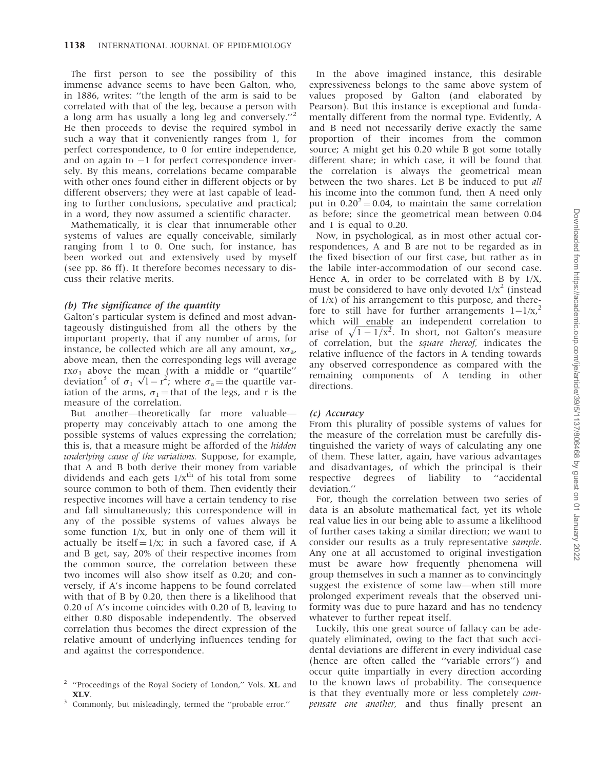The first person to see the possibility of this immense advance seems to have been Galton, who, in 1886, writes: ''the length of the arm is said to be correlated with that of the leg, because a person with a long arm has usually a long leg and conversely.''[2] He then proceeds to devise the required symbol in such a way that it conveniently ranges from 1, for perfect correspondence, to 0 for entire independence, and on again to −1 for perfect correspondence inversely. By this means, correlations became comparable with other ones found either in different objects or by different observers; they were at last capable of leading to further conclusions, speculative and practical; in a word, they now assumed a scientific character.

Mathematically, it is clear that innumerable other systems of values are equally conceivable, similarly ranging from 1 to 0. One such, for instance, has been worked out and extensively used by myself (see pp. 86 ff). It therefore becomes necessary to discuss their relative merits.

### *(b) The significance of the quantity*

Galton's particular system is defined and most advantageously distinguished from all the others by the important property, that if any number of arms, for instance, be collected which are all any amount, $x\sigma_a$, above mean, then the corresponding legs will average $rx\sigma_1$ above the mean (with a middle or ''quartile'' deviation[3] of $\sigma_1 \sqrt{1-r^2}$; where $\sigma_a$ = the quartile variation of the arms, $\sigma_1$ = that of the legs, and r is the measure of the correlation.

But another—theoretically far more valuable—property may conceivably attach to one among the possible systems of values expressing the correlation; this is, that a measure might be afforded of the *hidden underlying cause of the variations.* Suppose, for example, that A and B both derive their money from variable dividends and each gets $1/x^{th}$ of his total from some source common to both of them. Then evidently their respective incomes will have a certain tendency to rise and fall simultaneously; this correspondence will in any of the possible systems of values always be some function 1/x, but in only one of them will it actually be itself = 1/x; in such a favored case, if A and B get, say, 20% of their respective incomes from the common source, the correlation between these two incomes will also show itself as 0.20; and conversely, if A's income happens to be found correlated with that of B by 0.20, then there is a likelihood that 0.20 of A's income coincides with 0.20 of B, leaving to either 0.80 disposable independently. The observed correlation thus becomes the direct expression of the relative amount of underlying influences tending for and against the correspondence.

In the above imagined instance, this desirable expressiveness belongs to the same above system of values proposed by Galton (and elaborated by Pearson). But this instance is exceptional and fundamentally different from the normal type. Evidently, A and B need not necessarily derive exactly the same proportion of their incomes from the common source; A might get his 0.20 while B got some totally different share; in which case, it will be found that the correlation is always the geometrical mean between the two shares. Let B be induced to put *all* his income into the common fund, then A need only put in $0.20^2 = 0.04$, to maintain the same correlation as before; since the geometrical mean between 0.04 and 1 is equal to 0.20.

Now, in psychological, as in most other actual correspondences, A and B are not to be regarded as in the fixed bisection of our first case, but rather as in the labile inter-accommodation of our second case. Hence A, in order to be correlated with B by 1/X, must be considered to have only devoted $1/x^2$ (instead of 1/x) of his arrangement to this purpose, and therefore to still have for further arrangements $1-1/x$,[2] which will enable an independent correlation to arise of $\sqrt{1-1/x^2}$. In short, not Galton's measure of correlation, but the *square thereof,* indicates the relative influence of the factors in A tending towards any observed correspondence as compared with the remaining components of A tending in other directions.

### *(c) Accuracy*

From this plurality of possible systems of values for the measure of the correlation must be carefully distinguished the variety of ways of calculating any one of them. These latter, again, have various advantages and disadvantages, of which the principal is their respective degrees of liability to ''accidental deviation.''

For, though the correlation between two series of data is an absolute mathematical fact, yet its whole real value lies in our being able to assume a likelihood of further cases taking a similar direction; we want to consider our results as a truly representative *sample*. Any one at all accustomed to original investigation must be aware how frequently phenomena will group themselves in such a manner as to convincingly suggest the existence of some law—when still more prolonged experiment reveals that the observed uniformity was due to pure hazard and has no tendency whatever to further repeat itself.

Luckily, this one great source of fallacy can be adequately eliminated, owing to the fact that such accidental deviations are different in every individual case (hence are often called the ''variable errors'') and occur quite impartially in every direction according to the known laws of probability. The consequence is that they eventually more or less completely *compensate one another,* and thus finally present an

[2] ''Proceedings of the Royal Society of London,'' Vols. **XL** and **XLV**.

[3] Commonly, but misleadingly, termed the ''probable error.''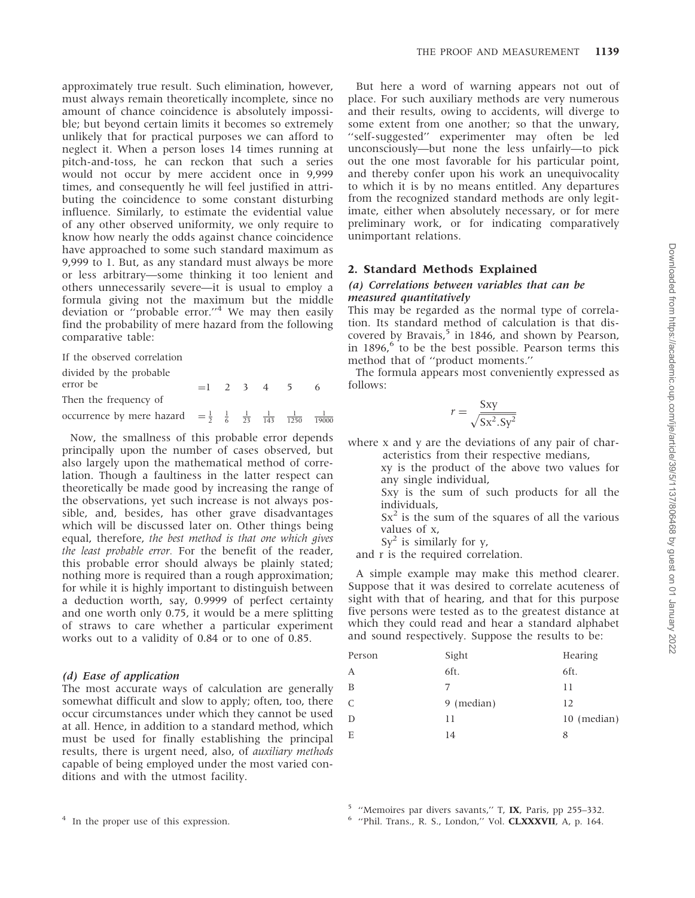approximately true result. Such elimination, however, must always remain theoretically incomplete, since no amount of chance coincidence is absolutely impossible; but beyond certain limits it becomes so extremely unlikely that for practical purposes we can afford to neglect it. When a person loses 14 times running at pitch-and-toss, he can reckon that such a series would not occur by mere accident once in 9,999 times, and consequently he will feel justified in attributing the coincidence to some constant disturbing influence. Similarly, to estimate the evidential value of any other observed uniformity, we only require to know how nearly the odds against chance coincidence have approached to some such standard maximum as 9,999 to 1. But, as any standard must always be more or less arbitrary—some thinking it too lenient and others unnecessarily severe—it is usual to employ a formula giving not the maximum but the middle deviation or ''probable error.''[4] We may then easily find the probability of mere hazard from the following comparative table:

| | | | | | | |
|---|---|---|---|---|---|---|
| If the observed correlation divided by the probable error be | =1 | 2 | 3 | 4 | 5 | 6 |
| Then the frequency of occurrence by mere hazard | $=\frac{1}{2}$ | $\frac{1}{6}$ | $\frac{1}{23}$ | $\frac{1}{143}$ | $\frac{1}{1250}$ | $\frac{1}{19000}$ |

Now, the smallness of this probable error depends principally upon the number of cases observed, but also largely upon the mathematical method of correlation. Though a faultiness in the latter respect can theoretically be made good by increasing the range of the observations, yet such increase is not always possible, and, besides, has other grave disadvantages which will be discussed later on. Other things being equal, therefore, *the best method is that one which gives the least probable error.* For the benefit of the reader, this probable error should always be plainly stated; nothing more is required than a rough approximation; for while it is highly important to distinguish between a deduction worth, say, 0.9999 of perfect certainty and one worth only 0.75, it would be a mere splitting of straws to care whether a particular experiment works out to a validity of 0.84 or to one of 0.85.

### *(d) Ease of application*

The most accurate ways of calculation are generally somewhat difficult and slow to apply; often, too, there occur circumstances under which they cannot be used at all. Hence, in addition to a standard method, which must be used for finally establishing the principal results, there is urgent need, also, of *auxiliary methods* capable of being employed under the most varied conditions and with the utmost facility.

But here a word of warning appears not out of place. For such auxiliary methods are very numerous and their results, owing to accidents, will diverge to some extent from one another; so that the unwary, ''self-suggested'' experimenter may often be led unconsciously—but none the less unfairly—to pick out the one most favorable for his particular point, and thereby confer upon his work an unequivocality to which it is by no means entitled. Any departures from the recognized standard methods are only legitimate, either when absolutely necessary, or for mere preliminary work, or for indicating comparatively unimportant relations.

## 2. Standard Methods Explained

### *(a) Correlations between variables that can be measured quantitatively*

This may be regarded as the normal type of correlation. Its standard method of calculation is that discovered by Bravais,[5] in 1846, and shown by Pearson, in 1896,[6] to be the best possible. Pearson terms this method that of ''product moments.''

The formula appears most conveniently expressed as follows:

$$r = \frac{\text{Sxy}}{\sqrt{\text{Sx}^2.\text{Sy}^2}}$$

where x and y are the deviations of any pair of characteristics from their respective medians,

xy is the product of the above two values for any single individual,

Sxy is the sum of such products for all the individuals,

$\text{Sx}^2$ is the sum of the squares of all the various values of x,

$\text{Sy}^2$ is similarly for y,

and r is the required correlation.

A simple example may make this method clearer. Suppose that it was desired to correlate acuteness of sight with that of hearing, and that for this purpose five persons were tested as to the greatest distance at which they could read and hear a standard alphabet and sound respectively. Suppose the results to be:

| Person | Sight | Hearing |
|---|---|---|
| A | 6ft. | 6ft. |
| B | 7 | 11 |
| C | 9 (median) | 12 |
| D | 11 | 10 (median) |
| E | 14 | 8 |

[4] In the proper use of this expression.

[5] ''Memoires par divers savants,'' T, **IX**, Paris, pp 255–332.

[6] ''Phil. Trans., R. S., London,'' Vol. **CLXXXVII**, A, p. 164.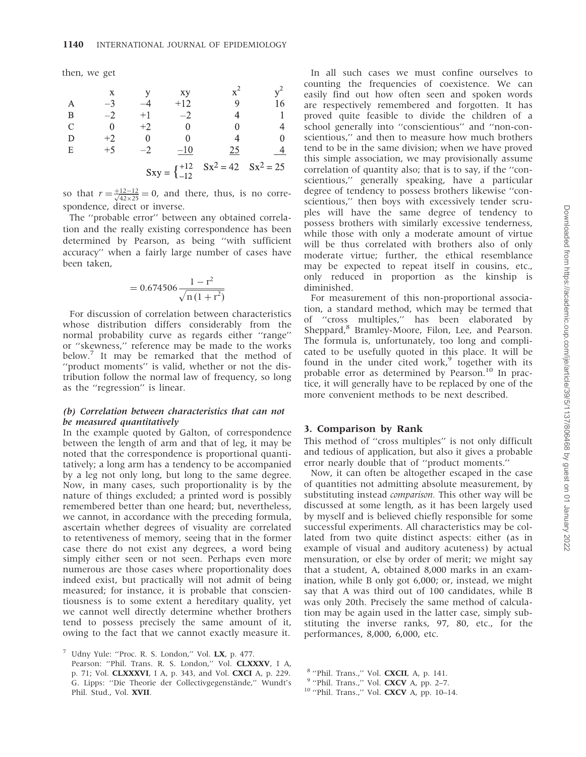then, we get

|   | x | y | xy | $x^2$ | $y^2$ |
|---|---|---|---|---|---|
| A | −3 | −4 | +12 | 9 | 16 |
| B | −2 | +1 | −2 | 4 | 1 |
| C | 0 | +2 | 0 | 0 | 4 |
| D | +2 | 0 | 0 | 4 | 0 |
| E | +5 | −2 | −10 | 25 | 4 |
|   |   |   | $Sxy = \begin{cases} +12 \\ -12 \end{cases}$ | $Sx^2 = 42$ | $Sx^2 = 25$ |

so that $r = \frac{+12-12}{\sqrt{42 \times 25}} = 0$, and there, thus, is no correspondence, direct or inverse.

The ''probable error'' between any obtained correlation and the really existing correspondence has been determined by Pearson, as being ''with sufficient accuracy'' when a fairly large number of cases have been taken,

$$= 0.674506 \frac{1 - r^2}{\sqrt{n(1 + r^2)}}$$

For discussion of correlation between characteristics whose distribution differs considerably from the normal probability curve as regards either ''range'' or ''skewness,'' reference may be made to the works below.[7] It may be remarked that the method of ''product moments'' is valid, whether or not the distribution follow the normal law of frequency, so long as the ''regression'' is linear.

### *(b) Correlation between characteristics that can not be measured quantitatively*

In the example quoted by Galton, of correspondence between the length of arm and that of leg, it may be noted that the correspondence is proportional quantitatively; a long arm has a tendency to be accompanied by a leg not only long, but long to the same degree. Now, in many cases, such proportionality is by the nature of things excluded; a printed word is possibly remembered better than one heard; but, nevertheless, we cannot, in accordance with the preceding formula, ascertain whether degrees of visuality are correlated to retentiveness of memory, seeing that in the former case there do not exist any degrees, a word being simply either seen or not seen. Perhaps even more numerous are those cases where proportionality does indeed exist, but practically will not admit of being measured; for instance, it is probable that conscientiousness is to some extent a hereditary quality, yet we cannot well directly determine whether brothers tend to possess precisely the same amount of it, owing to the fact that we cannot exactly measure it.

In all such cases we must confine ourselves to counting the frequencies of coexistence. We can easily find out how often seen and spoken words are respectively remembered and forgotten. It has proved quite feasible to divide the children of a school generally into ''conscientious'' and ''non-conscientious,'' and then to measure how much brothers tend to be in the same division; when we have proved this simple association, we may provisionally assume correlation of quantity also; that is to say, if the ''conscientious,'' generally speaking, have a particular degree of tendency to possess brothers likewise ''conscientious,'' then boys with excessively tender scruples will have the same degree of tendency to possess brothers with similarly excessive tenderness, while those with only a moderate amount of virtue will be thus correlated with brothers also of only moderate virtue; further, the ethical resemblance may be expected to repeat itself in cousins, etc., only reduced in proportion as the kinship is diminished.

For measurement of this non-proportional association, a standard method, which may be termed that of ''cross multiples,'' has been elaborated by Sheppard,[8] Bramley-Moore, Filon, Lee, and Pearson. The formula is, unfortunately, too long and complicated to be usefully quoted in this place. It will be found in the under cited work,[9] together with its probable error as determined by Pearson.[10] In practice, it will generally have to be replaced by one of the more convenient methods to be next described.

## 3. Comparison by Rank

This method of ''cross multiples'' is not only difficult and tedious of application, but also it gives a probable error nearly double that of ''product moments.''

Now, it can often be altogether escaped in the case of quantities not admitting absolute measurement, by substituting instead *comparison.* This other way will be discussed at some length, as it has been largely used by myself and is believed chiefly responsible for some successful experiments. All characteristics may be collated from two quite distinct aspects: either (as in example of visual and auditory acuteness) by actual mensuration, or else by order of merit; we might say that a student, A, obtained 8,000 marks in an examination, while B only got 6,000; or, instead, we might say that A was third out of 100 candidates, while B was only 20th. Precisely the same method of calculation may be again used in the latter case, simply substituting the inverse ranks, 97, 80, etc., for the performances, 8,000, 6,000, etc.

---

[7] Udny Yule: ''Proc. R. S. London,'' Vol. **LX**, p. 477.
Pearson: ''Phil. Trans. R. S. London,'' Vol. **CLXXXV**, I A, p. 71; Vol. **CLXXXVI**, I A, p. 343, and Vol. **CXCI** A, p. 229.
G. Lipps: ''Die Theorie der Collectivgegenstände,'' Wundt's Phil. Stud., Vol. **XVII**.

[8] ''Phil. Trans.,'' Vol. **CXCII**, A, p. 141.

[9] ''Phil. Trans.,'' Vol. **CXCV** A, pp. 2–7.

[10] ''Phil. Trans.,'' Vol. **CXCV** A, pp. 10–14.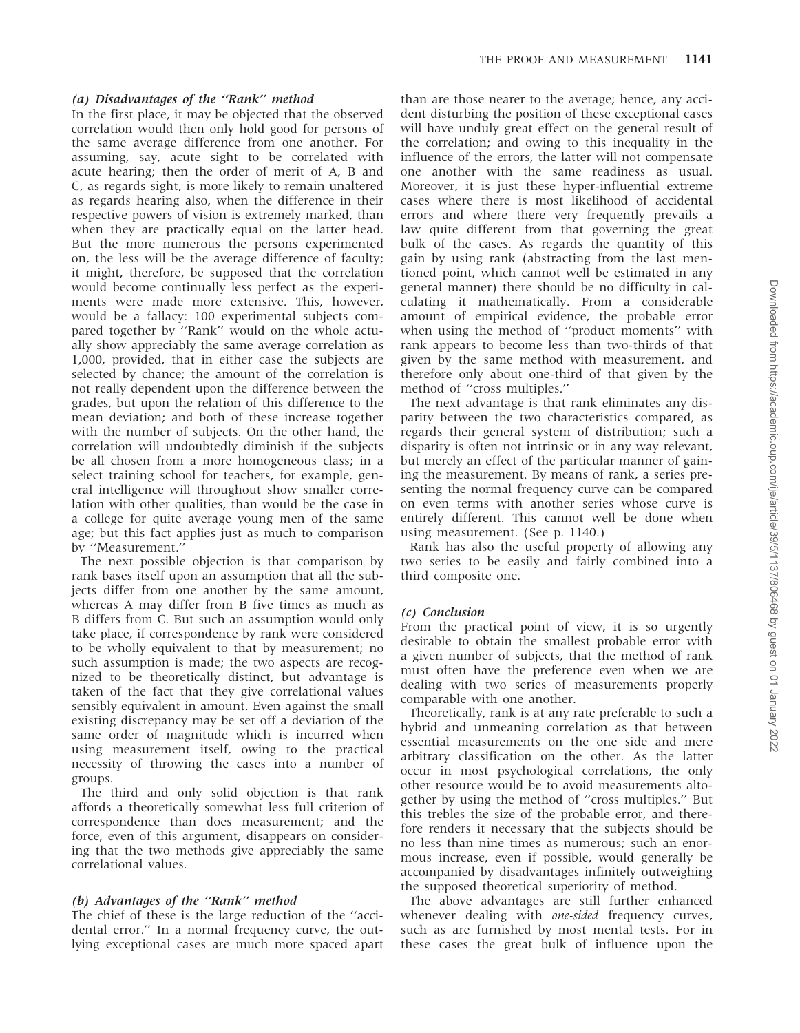### (a) Disadvantages of the "Rank" method

In the first place, it may be objected that the observed correlation would then only hold good for persons of the same average difference from one another. For assuming, say, acute sight to be correlated with acute hearing; then the order of merit of A, B and C, as regards sight, is more likely to remain unaltered as regards hearing also, when the difference in their respective powers of vision is extremely marked, than when they are practically equal on the latter head. But the more numerous the persons experimented on, the less will be the average difference of faculty; it might, therefore, be supposed that the correlation would become continually less perfect as the experiments were made more extensive. This, however, would be a fallacy: 100 experimental subjects compared together by "Rank" would on the whole actually show appreciably the same average correlation as 1,000, provided, that in either case the subjects are selected by chance; the amount of the correlation is not really dependent upon the difference between the grades, but upon the relation of this difference to the mean deviation; and both of these increase together with the number of subjects. On the other hand, the correlation will undoubtedly diminish if the subjects be all chosen from a more homogeneous class; in a select training school for teachers, for example, general intelligence will throughout show smaller correlation with other qualities, than would be the case in a college for quite average young men of the same age; but this fact applies just as much to comparison by "Measurement."

The next possible objection is that comparison by rank bases itself upon an assumption that all the subjects differ from one another by the same amount, whereas A may differ from B five times as much as B differs from C. But such an assumption would only take place, if correspondence by rank were considered to be wholly equivalent to that by measurement; no such assumption is made; the two aspects are recognized to be theoretically distinct, but advantage is taken of the fact that they give correlational values sensibly equivalent in amount. Even against the small existing discrepancy may be set off a deviation of the same order of magnitude which is incurred when using measurement itself, owing to the practical necessity of throwing the cases into a number of groups.

The third and only solid objection is that rank affords a theoretically somewhat less full criterion of correspondence than does measurement; and the force, even of this argument, disappears on considering that the two methods give appreciably the same correlational values.

### (b) Advantages of the "Rank" method

The chief of these is the large reduction of the "accidental error." In a normal frequency curve, the outlying exceptional cases are much more spaced apart than are those nearer to the average; hence, any accident disturbing the position of these exceptional cases will have unduly great effect on the general result of the correlation; and owing to this inequality in the influence of the errors, the latter will not compensate one another with the same readiness as usual. Moreover, it is just these hyper-influential extreme cases where there is most likelihood of accidental errors and where there very frequently prevails a law quite different from that governing the great bulk of the cases. As regards the quantity of this gain by using rank (abstracting from the last mentioned point, which cannot well be estimated in any general manner) there should be no difficulty in calculating it mathematically. From a considerable amount of empirical evidence, the probable error when using the method of "product moments" with rank appears to become less than two-thirds of that given by the same method with measurement, and therefore only about one-third of that given by the method of "cross multiples."

The next advantage is that rank eliminates any disparity between the two characteristics compared, as regards their general system of distribution; such a disparity is often not intrinsic or in any way relevant, but merely an effect of the particular manner of gaining the measurement. By means of rank, a series presenting the normal frequency curve can be compared on even terms with another series whose curve is entirely different. This cannot well be done when using measurement. (See p. 1140.)

Rank has also the useful property of allowing any two series to be easily and fairly combined into a third composite one.

### (c) Conclusion

From the practical point of view, it is so urgently desirable to obtain the smallest probable error with a given number of subjects, that the method of rank must often have the preference even when we are dealing with two series of measurements properly comparable with one another.

Theoretically, rank is at any rate preferable to such a hybrid and unmeaning correlation as that between essential measurements on the one side and mere arbitrary classification on the other. As the latter occur in most psychological correlations, the only other resource would be to avoid measurements altogether by using the method of "cross multiples." But this trebles the size of the probable error, and therefore renders it necessary that the subjects should be no less than nine times as numerous; such an enormous increase, even if possible, would generally be accompanied by disadvantages infinitely outweighing the supposed theoretical superiority of method.

The above advantages are still further enhanced whenever dealing with *one-sided* frequency curves, such as are furnished by most mental tests. For in these cases the great bulk of influence upon the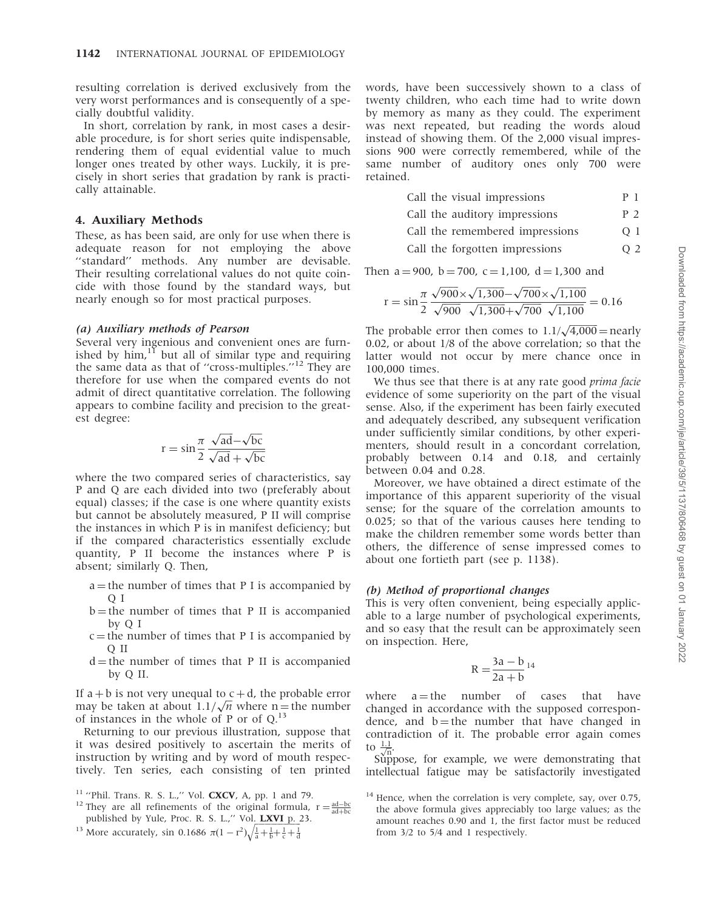resulting correlation is derived exclusively from the very worst performances and is consequently of a specially doubtful validity.

In short, correlation by rank, in most cases a desirable procedure, is for short series quite indispensable, rendering them of equal evidential value to much longer ones treated by other ways. Luckily, it is precisely in short series that gradation by rank is practically attainable.

## 4. Auxiliary Methods

These, as has been said, are only for use when there is adequate reason for not employing the above "standard" methods. Any number are devisable. Their resulting correlational values do not quite coincide with those found by the standard ways, but nearly enough so for most practical purposes.

### *(a) Auxiliary methods of Pearson*

Several very ingenious and convenient ones are furnished by him,[11] but all of similar type and requiring the same data as that of "cross-multiples."[12] They are therefore for use when the compared events do not admit of direct quantitative correlation. The following appears to combine facility and precision to the greatest degree:

$$r = \sin \frac{\pi}{2} \frac{\sqrt{ad} - \sqrt{bc}}{\sqrt{ad} + \sqrt{bc}}$$

where the two compared series of characteristics, say P and Q are each divided into two (preferably about equal) classes; if the case is one where quantity exists but cannot be absolutely measured, P II will comprise the instances in which P is in manifest deficiency; but if the compared characteristics essentially exclude quantity, P II become the instances where P is absent; similarly Q. Then,

- a = the number of times that P I is accompanied by Q I
- b = the number of times that P II is accompanied by Q I
- c = the number of times that P I is accompanied by Q II
- d = the number of times that P II is accompanied by Q II.

If a + b is not very unequal to c + d, the probable error may be taken at about $1.1/\sqrt{n}$ where n = the number of instances in the whole of P or of Q.[13]

Returning to our previous illustration, suppose that it was desired positively to ascertain the merits of instruction by writing and by word of mouth respectively. Ten series, each consisting of ten printed words, have been successively shown to a class of twenty children, who each time had to write down by memory as many as they could. The experiment was next repeated, but reading the words aloud instead of showing them. Of the 2,000 visual impressions 900 were correctly remembered, while of the same number of auditory ones only 700 were retained.

| | |
|---|---|
| Call the visual impressions | P 1 |
| Call the auditory impressions | P 2 |
| Call the remembered impressions | Q 1 |
| Call the forgotten impressions | Q 2 |

Then a = 900, b = 700, c = 1,100, d = 1,300 and

$$r = \sin \frac{\pi}{2} \frac{\sqrt{900} \times \sqrt{1{,}300} - \sqrt{700} \times \sqrt{1{,}100}}{\sqrt{900}\ \ \sqrt{1{,}300} + \sqrt{700}\ \ \sqrt{1{,}100}} = 0.16$$

The probable error then comes to $1.1/\sqrt{4{,}000}$ = nearly 0.02, or about 1/8 of the above correlation; so that the latter would not occur by mere chance once in 100,000 times.

We thus see that there is at any rate good *prima facie* evidence of some superiority on the part of the visual sense. Also, if the experiment has been fairly executed and adequately described, any subsequent verification under sufficiently similar conditions, by other experimenters, should result in a concordant correlation, probably between 0.14 and 0.18, and certainly between 0.04 and 0.28.

Moreover, we have obtained a direct estimate of the importance of this apparent superiority of the visual sense; for the square of the correlation amounts to 0.025; so that of the various causes here tending to make the children remember some words better than others, the difference of sense impressed comes to about one fortieth part (see p. 1138).

### *(b) Method of proportional changes*

This is very often convenient, being especially applicable to a large number of psychological experiments, and so easy that the result can be approximately seen on inspection. Here,

$$R = \frac{3a - b}{2a + b}\ [14]$$

where a = the number of cases that have changed in accordance with the supposed correspondence, and b = the number that have changed in contradiction of it. The probable error again comes to $\frac{1.1}{\sqrt{n}}$.

Suppose, for example, we were demonstrating that intellectual fatigue may be satisfactorily investigated

[11] "Phil. Trans. R. S. L.," Vol. **CXCV**, A, pp. 1 and 79.

[12] They are all refinements of the original formula, $r = \frac{ad - bc}{ad + bc}$ published by Yule, Proc. R. S. L.," Vol. **LXVI** p. 23.

[13] More accurately, $\sin 0.1686\ \pi(1 - r^2)\sqrt{\frac{1}{a} + \frac{1}{b} + \frac{1}{c} + \frac{1}{d}}$

[14] Hence, when the correlation is very complete, say, over 0.75, the above formula gives appreciably too large values; as the amount reaches 0.90 and 1, the first factor must be reduced from 3/2 to 5/4 and 1 respectively.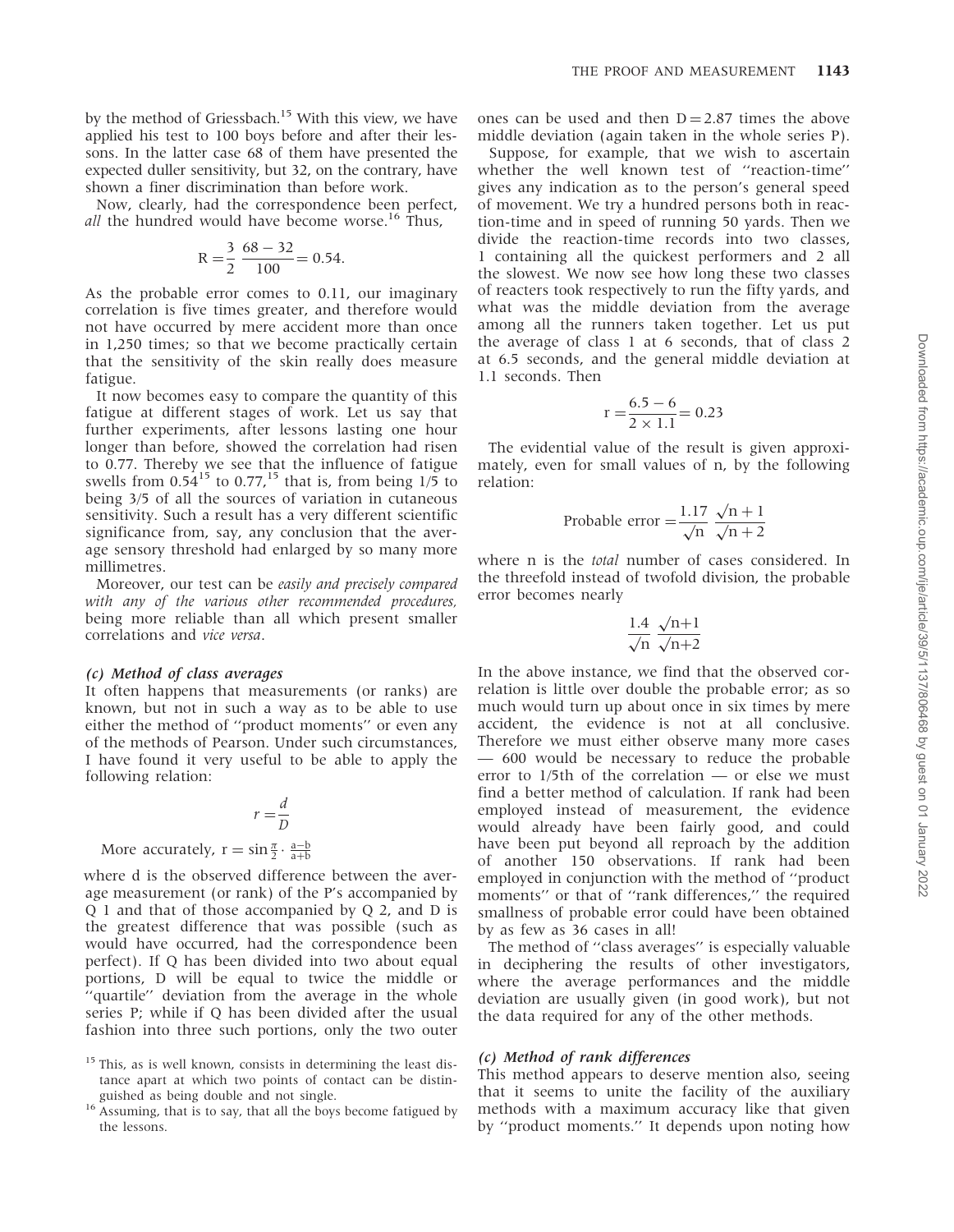by the method of Griessbach.[15] With this view, we have applied his test to 100 boys before and after their lessons. In the latter case 68 of them have presented the expected duller sensitivity, but 32, on the contrary, have shown a finer discrimination than before work.

Now, clearly, had the correspondence been perfect, *all* the hundred would have become worse.[16] Thus,

$$R = \frac{3}{2}\ \frac{68 - 32}{100} = 0.54.$$

As the probable error comes to 0.11, our imaginary correlation is five times greater, and therefore would not have occurred by mere accident more than once in 1,250 times; so that we become practically certain that the sensitivity of the skin really does measure fatigue.

It now becomes easy to compare the quantity of this fatigue at different stages of work. Let us say that further experiments, after lessons lasting one hour longer than before, showed the correlation had risen to 0.77. Thereby we see that the influence of fatigue swells from $0.54^{15}$ to $0.77,^{15}$ that is, from being 1/5 to being 3/5 of all the sources of variation in cutaneous sensitivity. Such a result has a very different scientific significance from, say, any conclusion that the average sensory threshold had enlarged by so many more millimetres.

Moreover, our test can be *easily and precisely compared with any of the various other recommended procedures,* being more reliable than all which present smaller correlations and *vice versa*.

### *(c) Method of class averages*

It often happens that measurements (or ranks) are known, but not in such a way as to be able to use either the method of ''product moments'' or even any of the methods of Pearson. Under such circumstances, I have found it very useful to be able to apply the following relation:

$$r = \frac{d}{D}$$

More accurately, $r = \sin\frac{\pi}{2} \cdot \frac{a-b}{a+b}$

where d is the observed difference between the average measurement (or rank) of the P's accompanied by Q 1 and that of those accompanied by Q 2, and D is the greatest difference that was possible (such as would have occurred, had the correspondence been perfect). If Q has been divided into two about equal portions, D will be equal to twice the middle or ''quartile'' deviation from the average in the whole series P; while if Q has been divided after the usual fashion into three such portions, only the two outer ones can be used and then D = 2.87 times the above middle deviation (again taken in the whole series P).

Suppose, for example, that we wish to ascertain whether the well known test of ''reaction-time'' gives any indication as to the person's general speed of movement. We try a hundred persons both in reaction-time and in speed of running 50 yards. Then we divide the reaction-time records into two classes, 1 containing all the quickest performers and 2 all the slowest. We now see how long these two classes of reacters took respectively to run the fifty yards, and what was the middle deviation from the average among all the runners taken together. Let us put the average of class 1 at 6 seconds, that of class 2 at 6.5 seconds, and the general middle deviation at 1.1 seconds. Then

$$r = \frac{6.5 - 6}{2 \times 1.1} = 0.23$$

The evidential value of the result is given approximately, even for small values of n, by the following relation:

$$\text{Probable error} = \frac{1.17}{\sqrt{n}}\ \frac{\sqrt{n+1}}{\sqrt{n+2}}$$

where n is the *total* number of cases considered. In the threefold instead of twofold division, the probable error becomes nearly

$$\frac{1.4}{\sqrt{n}}\ \frac{\sqrt{n+1}}{\sqrt{n+2}}$$

In the above instance, we find that the observed correlation is little over double the probable error; as so much would turn up about once in six times by mere accident, the evidence is not at all conclusive. Therefore we must either observe many more cases — 600 would be necessary to reduce the probable error to 1/5th of the correlation — or else we must find a better method of calculation. If rank had been employed instead of measurement, the evidence would already have been fairly good, and could have been put beyond all reproach by the addition of another 150 observations. If rank had been employed in conjunction with the method of ''product moments'' or that of ''rank differences,'' the required smallness of probable error could have been obtained by as few as 36 cases in all!

The method of ''class averages'' is especially valuable in deciphering the results of other investigators, where the average performances and the middle deviation are usually given (in good work), but not the data required for any of the other methods.

### *(c) Method of rank differences*

This method appears to deserve mention also, seeing that it seems to unite the facility of the auxiliary methods with a maximum accuracy like that given by ''product moments.'' It depends upon noting how

[15] This, as is well known, consists in determining the least distance apart at which two points of contact can be distinguished as being double and not single.

[16] Assuming, that is to say, that all the boys become fatigued by the lessons.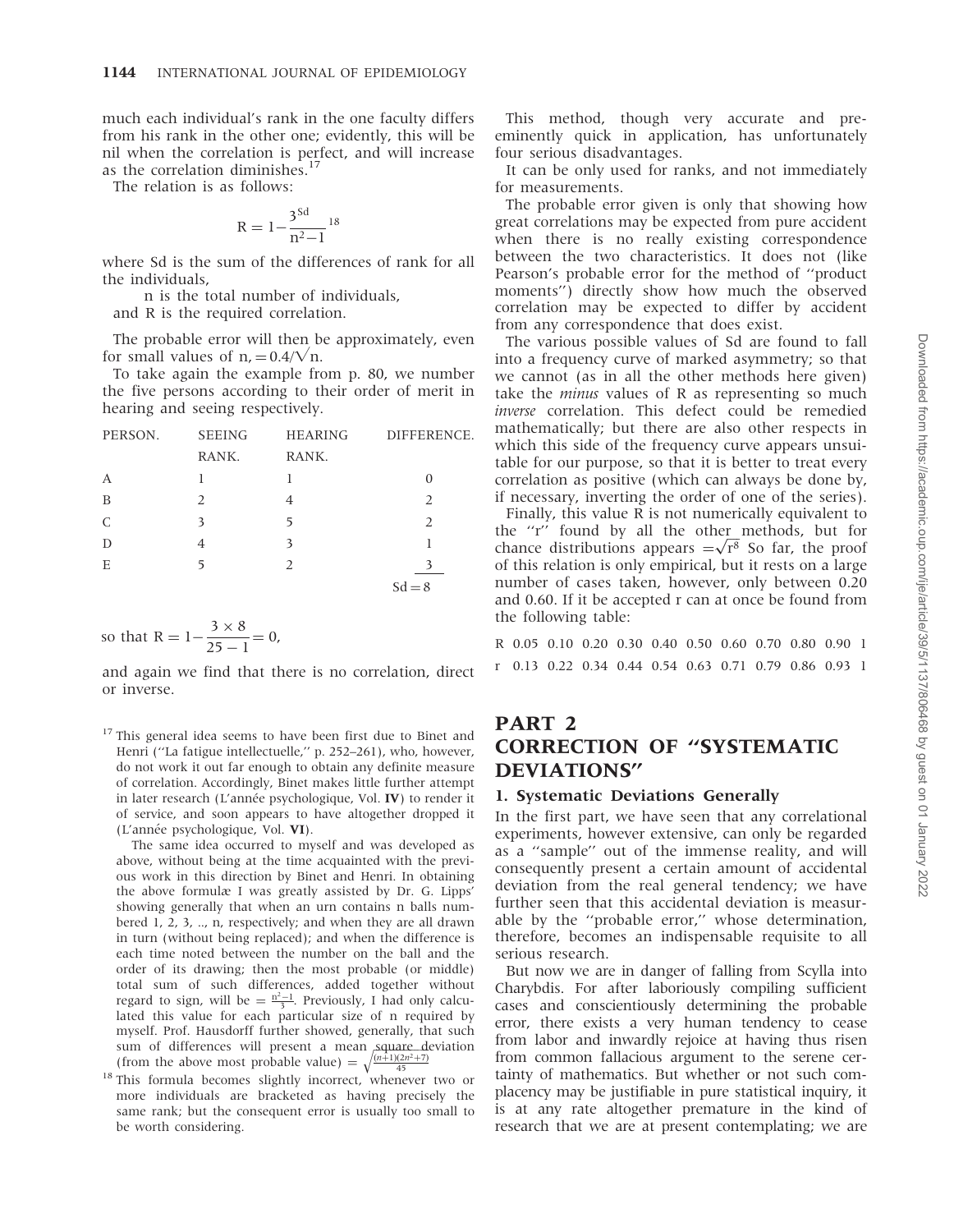much each individual's rank in the one faculty differs from his rank in the other one; evidently, this will be nil when the correlation is perfect, and will increase as the correlation diminishes.[17]

The relation is as follows:

$$R = 1 - \frac{3^{Sd}}{n^2 - 1}{}^{18}$$

where Sd is the sum of the differences of rank for all the individuals,

n is the total number of individuals,

and R is the required correlation.

The probable error will then be approximately, even for small values of n, $= 0.4/\sqrt{n}$.

To take again the example from p. 80, we number the five persons according to their order of merit in hearing and seeing respectively.

| PERSON. | SEEING RANK. | HEARING RANK. | DIFFERENCE. |
|---|---|---|---|
| A | 1 | 1 | 0 |
| B | 2 | 4 | 2 |
| C | 3 | 5 | 2 |
| D | 4 | 3 | 1 |
| E | 5 | 2 | 3 |
| | | | Sd = 8 |

so that $R = 1 - \frac{3 \times 8}{25 - 1} = 0$,

and again we find that there is no correlation, direct or inverse.

This method, though very accurate and pre-eminently quick in application, has unfortunately four serious disadvantages.

It can be only used for ranks, and not immediately for measurements.

The probable error given is only that showing how great correlations may be expected from pure accident when there is no really existing correspondence between the two characteristics. It does not (like Pearson's probable error for the method of ''product moments'') directly show how much the observed correlation may be expected to differ by accident from any correspondence that does exist.

The various possible values of Sd are found to fall into a frequency curve of marked asymmetry; so that we cannot (as in all the other methods here given) take the *minus* values of R as representing so much *inverse* correlation. This defect could be remedied mathematically; but there are also other respects in which this side of the frequency curve appears unsuitable for our purpose, so that it is better to treat every correlation as positive (which can always be done by, if necessary, inverting the order of one of the series).

Finally, this value R is not numerically equivalent to the ''r'' found by all the other methods, but for chance distributions appears $= \sqrt{r^8}$ So far, the proof of this relation is only empirical, but it rests on a large number of cases taken, however, only between 0.20 and 0.60. If it be accepted r can at once be found from the following table:

| R | 0.05 | 0.10 | 0.20 | 0.30 | 0.40 | 0.50 | 0.60 | 0.70 | 0.80 | 0.90 | 1 |
|---|---|---|---|---|---|---|---|---|---|---|---|
| r | 0.13 | 0.22 | 0.34 | 0.44 | 0.54 | 0.63 | 0.71 | 0.79 | 0.86 | 0.93 | 1 |

# PART 2 CORRECTION OF ''SYSTEMATIC DEVIATIONS''

## 1. Systematic Deviations Generally

In the first part, we have seen that any correlational experiments, however extensive, can only be regarded as a ''sample'' out of the immense reality, and will consequently present a certain amount of accidental deviation from the real general tendency; we have further seen that this accidental deviation is measurable by the ''probable error,'' whose determination, therefore, becomes an indispensable requisite to all serious research.

But now we are in danger of falling from Scylla into Charybdis. For after laboriously compiling sufficient cases and conscientiously determining the probable error, there exists a very human tendency to cease from labor and inwardly rejoice at having thus risen from common fallacious argument to the serene certainty of mathematics. But whether or not such complacency may be justifiable in pure statistical inquiry, it is at any rate altogether premature in the kind of research that we are at present contemplating; we are

[17] This general idea seems to have been first due to Binet and Henri (''La fatigue intellectuelle,'' p. 252–261), who, however, do not work it out far enough to obtain any definite measure of correlation. Accordingly, Binet makes little further attempt in later research (L'année psychologique, Vol. **IV**) to render it of service, and soon appears to have altogether dropped it (L'année psychologique, Vol. **VI**).

The same idea occurred to myself and was developed as above, without being at the time acquainted with the previous work in this direction by Binet and Henri. In obtaining the above formulæ I was greatly assisted by Dr. G. Lipps' showing generally that when an urn contains n balls numbered 1, 2, 3, .., n, respectively; and when they are all drawn in turn (without being replaced); and when the difference is each time noted between the number on the ball and the order of its drawing; then the most probable (or middle) total sum of such differences, added together without regard to sign, will be $= \frac{n^2-1}{3}$. Previously, I had only calculated this value for each particular size of n required by myself. Prof. Hausdorff further showed, generally, that such sum of differences will present a mean square deviation (from the above most probable value) $= \sqrt{\frac{(n+1)(2n^2+7)}{45}}$

[18] This formula becomes slightly incorrect, whenever two or more individuals are bracketed as having precisely the same rank; but the consequent error is usually too small to be worth considering.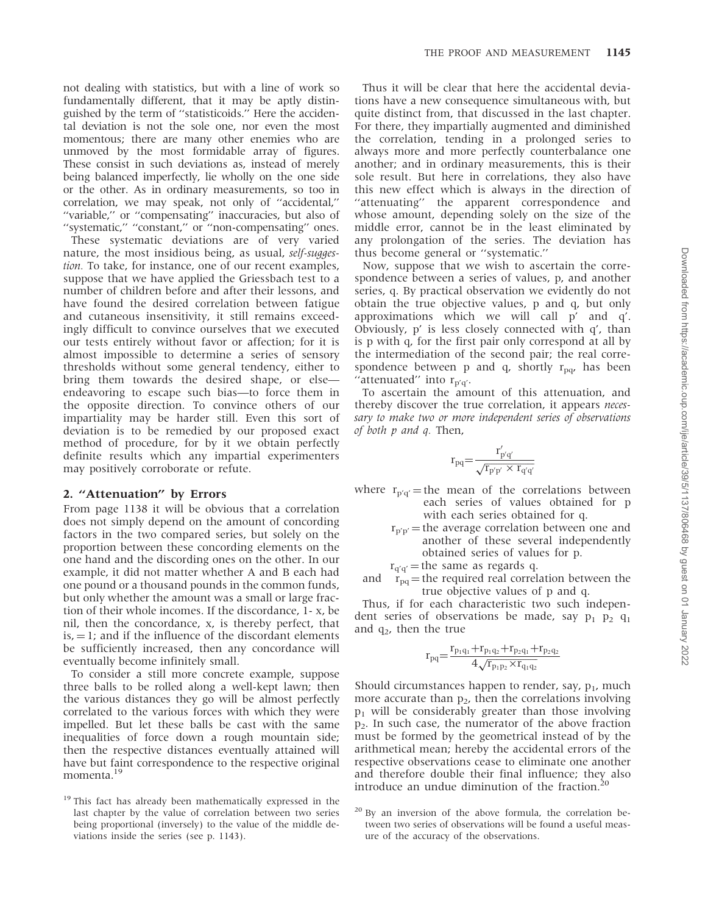not dealing with statistics, but with a line of work so fundamentally different, that it may be aptly distinguished by the term of ''statisticoids.'' Here the accidental deviation is not the sole one, nor even the most momentous; there are many other enemies who are unmoved by the most formidable array of figures. These consist in such deviations as, instead of merely being balanced imperfectly, lie wholly on the one side or the other. As in ordinary measurements, so too in correlation, we may speak, not only of ''accidental,'' ''variable,'' or ''compensating'' inaccuracies, but also of ''systematic,'' ''constant,'' or ''non-compensating'' ones.

These systematic deviations are of very varied nature, the most insidious being, as usual, *self-suggestion*. To take, for instance, one of our recent examples, suppose that we have applied the Griessbach test to a number of children before and after their lessons, and have found the desired correlation between fatigue and cutaneous insensitivity, it still remains exceedingly difficult to convince ourselves that we executed our tests entirely without favor or affection; for it is almost impossible to determine a series of sensory thresholds without some general tendency, either to bring them towards the desired shape, or else—endeavoring to escape such bias—to force them in the opposite direction. To convince others of our impartiality may be harder still. Even this sort of deviation is to be remedied by our proposed exact method of procedure, for by it we obtain perfectly definite results which any impartial experimenters may positively corroborate or refute.

## 2. ''Attenuation'' by Errors

From page 1138 it will be obvious that a correlation does not simply depend on the amount of concording factors in the two compared series, but solely on the proportion between these concording elements on the one hand and the discording ones on the other. In our example, it did not matter whether A and B each had one pound or a thousand pounds in the common funds, but only whether the amount was a small or large fraction of their whole incomes. If the discordance, 1- x, be nil, then the concordance, x, is thereby perfect, that is, = 1; and if the influence of the discordant elements be sufficiently increased, then any concordance will eventually become infinitely small.

To consider a still more concrete example, suppose three balls to be rolled along a well-kept lawn; then the various distances they go will be almost perfectly correlated to the various forces with which they were impelled. But let these balls be cast with the same inequalities of force down a rough mountain side; then the respective distances eventually attained will have but faint correspondence to the respective original momenta.[19]

Thus it will be clear that here the accidental deviations have a new consequence simultaneous with, but quite distinct from, that discussed in the last chapter. For there, they impartially augmented and diminished the correlation, tending in a prolonged series to always more and more perfectly counterbalance one another; and in ordinary measurements, this is their sole result. But here in correlations, they also have this new effect which is always in the direction of ''attenuating'' the apparent correspondence and whose amount, depending solely on the size of the middle error, cannot be in the least eliminated by any prolongation of the series. The deviation has thus become general or ''systematic.''

Now, suppose that we wish to ascertain the correspondence between a series of values, p, and another series, q. By practical observation we evidently do not obtain the true objective values, p and q, but only approximations which we will call p′ and q′. Obviously, p′ is less closely connected with q′, than is p with q, for the first pair only correspond at all by the intermediation of the second pair; the real correspondence between p and q, shortly $r_{pq}$, has been ''attenuated'' into $r_{p'q'}$.

To ascertain the amount of this attenuation, and thereby discover the true correlation, it appears *necessary to make two or more independent series of observations of both p and q.* Then,

$$r_{pq} = \frac{r'_{p'q'}}{\sqrt{r_{p'p'} \times r_{q'q'}}}$$

where $r_{p'q'}$ = the mean of the correlations between each series of values obtained for p with each series obtained for q.

$r_{p'p'}$ = the average correlation between one and another of these several independently obtained series of values for p.

$r_{q'q'}$ = the same as regards q.

and $r_{pq}$ = the required real correlation between the true objective values of p and q.

Thus, if for each characteristic two such independent series of observations be made, say $p_1$ $p_2$ $q_1$ and $q_2$, then the true

$$r_{pq} = \frac{r_{p_1q_1} + r_{p_1q_2} + r_{p_2q_1} + r_{p_2q_2}}{4\sqrt{r_{p_1p_2} \times r_{q_1q_2}}}$$

Should circumstances happen to render, say, $p_1$, much more accurate than $p_2$, then the correlations involving $p_1$ will be considerably greater than those involving $p_2$. In such case, the numerator of the above fraction must be formed by the geometrical instead of by the arithmetical mean; hereby the accidental errors of the respective observations cease to eliminate one another and therefore double their final influence; they also introduce an undue diminution of the fraction.[20]

[19] This fact has already been mathematically expressed in the last chapter by the value of correlation between two series being proportional (inversely) to the value of the middle deviations inside the series (see p. 1143).

[20] By an inversion of the above formula, the correlation between two series of observations will be found a useful measure of the accuracy of the observations.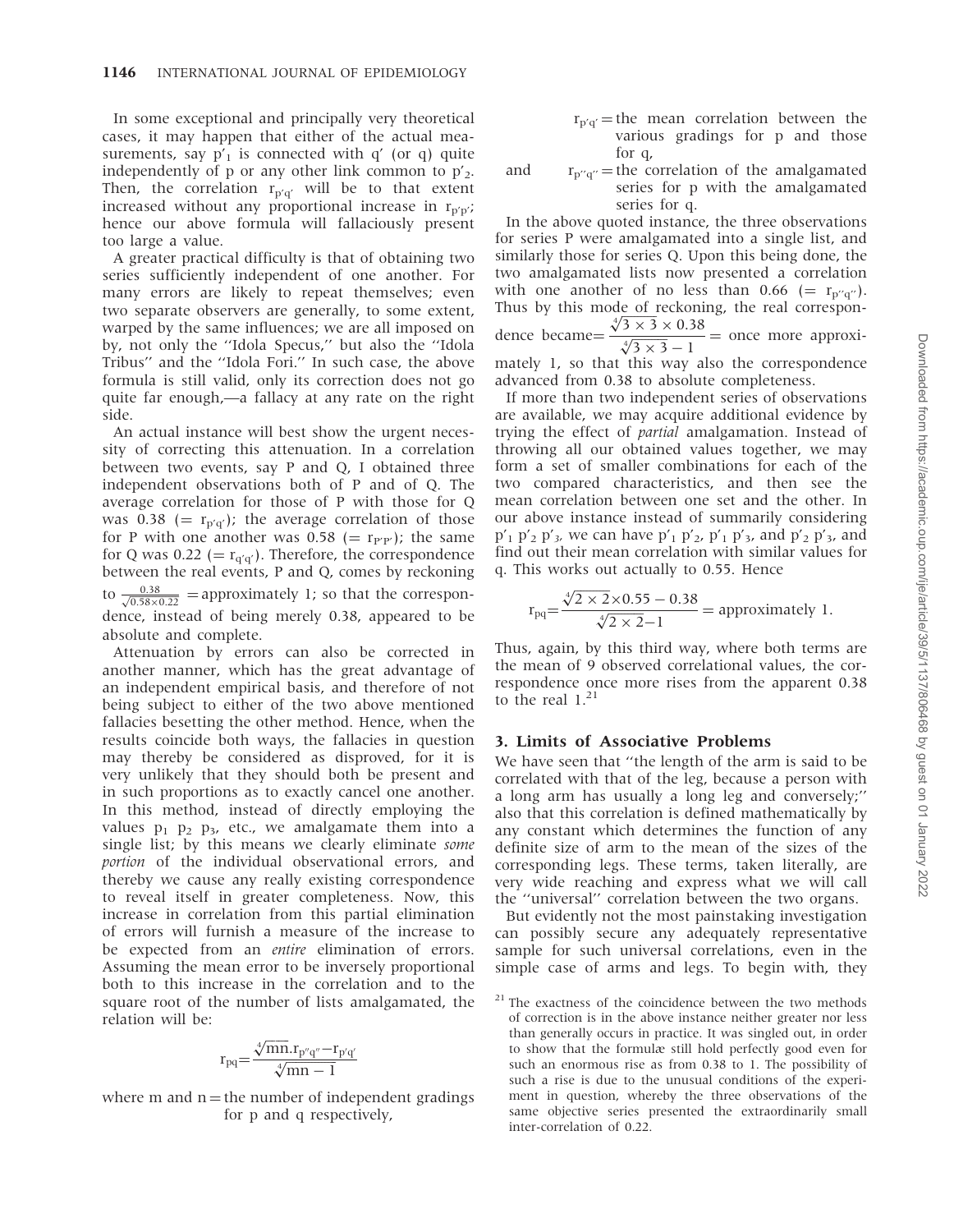In some exceptional and principally very theoretical cases, it may happen that either of the actual measurements, say $p'_1$ is connected with q′ (or q) quite independently of p or any other link common to $p'_2$. Then, the correlation $r_{p'q'}$ will be to that extent increased without any proportional increase in $r_{p'p'}$; hence our above formula will fallaciously present too large a value.

A greater practical difficulty is that of obtaining two series sufficiently independent of one another. For many errors are likely to repeat themselves; even two separate observers are generally, to some extent, warped by the same influences; we are all imposed on by, not only the ''Idola Specus,'' but also the ''Idola Tribus'' and the ''Idola Fori.'' In such case, the above formula is still valid, only its correction does not go quite far enough,—a fallacy at any rate on the right side.

An actual instance will best show the urgent necessity of correcting this attenuation. In a correlation between two events, say P and Q, I obtained three independent observations both of P and of Q. The average correlation for those of P with those for Q was 0.38 (= $r_{p'q'}$); the average correlation of those for P with one another was 0.58 (= $r_{P'P'}$); the same for Q was 0.22 (= $r_{q'q'}$). Therefore, the correspondence between the real events, P and Q, comes by reckoning to $\frac{0.38}{\sqrt{0.58 \times 0.22}}$ = approximately 1; so that the correspondence, instead of being merely 0.38, appeared to be absolute and complete.

Attenuation by errors can also be corrected in another manner, which has the great advantage of an independent empirical basis, and therefore of not being subject to either of the two above mentioned fallacies besetting the other method. Hence, when the results coincide both ways, the fallacies in question may thereby be considered as disproved, for it is very unlikely that they should both be present and in such proportions as to exactly cancel one another. In this method, instead of directly employing the values $p_1$ $p_2$ $p_3$, etc., we amalgamate them into a single list; by this means we clearly eliminate *some portion* of the individual observational errors, and thereby we cause any really existing correspondence to reveal itself in greater completeness. Now, this increase in correlation from this partial elimination of errors will furnish a measure of the increase to be expected from an *entire* elimination of errors. Assuming the mean error to be inversely proportional both to this increase in the correlation and to the square root of the number of lists amalgamated, the relation will be:

$$r_{pq} = \frac{\sqrt[4]{mn}.r_{p''q''} - r_{p'q'}}{\sqrt[4]{mn} - 1}$$

where m and n = the number of independent gradings for p and q respectively,

$r_{p'q'}$ = the mean correlation between the various gradings for p and those for q,

and $r_{p''q''}$ = the correlation of the amalgamated series for p with the amalgamated series for q.

In the above quoted instance, the three observations for series P were amalgamated into a single list, and similarly those for series Q. Upon this being done, the two amalgamated lists now presented a correlation with one another of no less than 0.66 (= $r_{p''q''}$). Thus by this mode of reckoning, the real correspondence became $= \frac{\sqrt[4]{3 \times 3} \times 0.38}{\sqrt[4]{3 \times 3} - 1}$ = once more approximately 1, so that this way also the correspondence advanced from 0.38 to absolute completeness.

If more than two independent series of observations are available, we may acquire additional evidence by trying the effect of *partial* amalgamation. Instead of throwing all our obtained values together, we may form a set of smaller combinations for each of the two compared characteristics, and then see the mean correlation between one set and the other. In our above instance instead of summarily considering $p'_1$ $p'_2$ $p'_3$, we can have $p'_1$ $p'_2$, $p'_1$ $p'_3$, and $p'_2$ $p'_3$, and find out their mean correlation with similar values for q. This works out actually to 0.55. Hence

$$r_{pq} = \frac{\sqrt[4]{2 \times 2} \times 0.55 - 0.38}{\sqrt[4]{2 \times 2} - 1} = \text{approximately 1.}$$

Thus, again, by this third way, where both terms are the mean of 9 observed correlational values, the correspondence once more rises from the apparent 0.38 to the real 1.[21]

## 3. Limits of Associative Problems

We have seen that ''the length of the arm is said to be correlated with that of the leg, because a person with a long arm has usually a long leg and conversely;'' also that this correlation is defined mathematically by any constant which determines the function of any definite size of arm to the mean of the sizes of the corresponding legs. These terms, taken literally, are very wide reaching and express what we will call the ''universal'' correlation between the two organs.

But evidently not the most painstaking investigation can possibly secure any adequately representative sample for such universal correlations, even in the simple case of arms and legs. To begin with, they

[21] The exactness of the coincidence between the two methods of correction is in the above instance neither greater nor less than generally occurs in practice. It was singled out, in order to show that the formulæ still hold perfectly good even for such an enormous rise as from 0.38 to 1. The possibility of such a rise is due to the unusual conditions of the experiment in question, whereby the three observations of the same objective series presented the extraordinarily small inter-correlation of 0.22.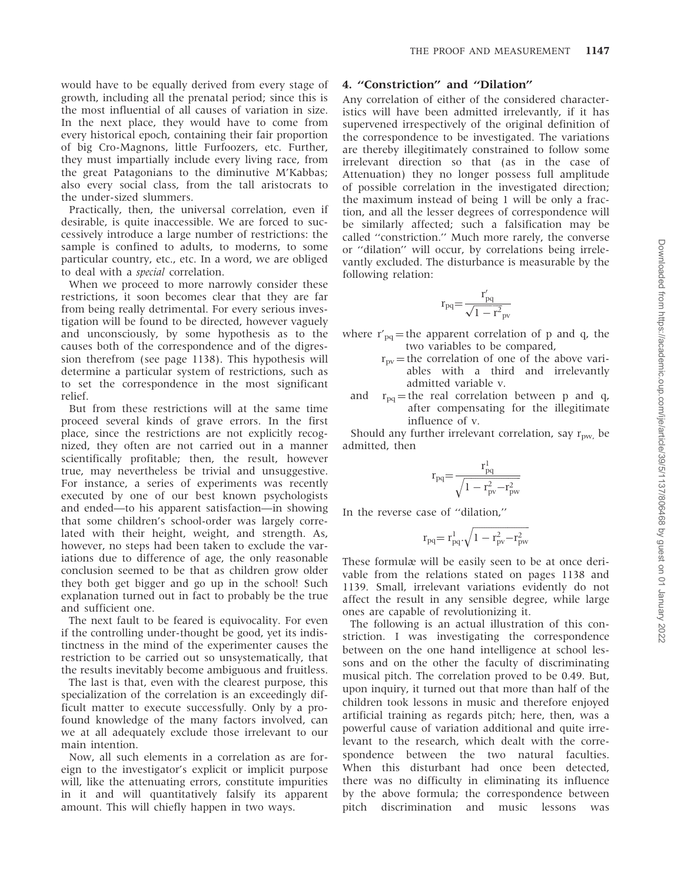would have to be equally derived from every stage of growth, including all the prenatal period; since this is the most influential of all causes of variation in size. In the next place, they would have to come from every historical epoch, containing their fair proportion of big Cro-Magnons, little Furfoozers, etc. Further, they must impartially include every living race, from the great Patagonians to the diminutive M'Kabbas; also every social class, from the tall aristocrats to the under-sized slummers.

Practically, then, the universal correlation, even if desirable, is quite inaccessible. We are forced to successively introduce a large number of restrictions: the sample is confined to adults, to moderns, to some particular country, etc., etc. In a word, we are obliged to deal with a *special* correlation.

When we proceed to more narrowly consider these restrictions, it soon becomes clear that they are far from being really detrimental. For every serious investigation will be found to be directed, however vaguely and unconsciously, by some hypothesis as to the causes both of the correspondence and of the digression therefrom (see page 1138). This hypothesis will determine a particular system of restrictions, such as to set the correspondence in the most significant relief.

But from these restrictions will at the same time proceed several kinds of grave errors. In the first place, since the restrictions are not explicitly recognized, they often are not carried out in a manner scientifically profitable; then, the result, however true, may nevertheless be trivial and unsuggestive. For instance, a series of experiments was recently executed by one of our best known psychologists and ended—to his apparent satisfaction—in showing that some children's school-order was largely correlated with their height, weight, and strength. As, however, no steps had been taken to exclude the variations due to difference of age, the only reasonable conclusion seemed to be that as children grow older they both get bigger and go up in the school! Such explanation turned out in fact to probably be the true and sufficient one.

The next fault to be feared is equivocality. For even if the controlling under-thought be good, yet its indistinctness in the mind of the experimenter causes the restriction to be carried out so unsystematically, that the results inevitably become ambiguous and fruitless.

The last is that, even with the clearest purpose, this specialization of the correlation is an exceedingly difficult matter to execute successfully. Only by a profound knowledge of the many factors involved, can we at all adequately exclude those irrelevant to our main intention.

Now, all such elements in a correlation as are foreign to the investigator's explicit or implicit purpose will, like the attenuating errors, constitute impurities in it and will quantitatively falsify its apparent amount. This will chiefly happen in two ways.

## 4. "Constriction" and "Dilation"

Any correlation of either of the considered characteristics will have been admitted irrelevantly, if it has supervened irrespectively of the original definition of the correspondence to be investigated. The variations are thereby illegitimately constrained to follow some irrelevant direction so that (as in the case of Attenuation) they no longer possess full amplitude of possible correlation in the investigated direction; the maximum instead of being 1 will be only a fraction, and all the lesser degrees of correspondence will be similarly affected; such a falsification may be called "constriction." Much more rarely, the converse or "dilation" will occur, by correlations being irrelevantly excluded. The disturbance is measurable by the following relation:

$$r_{pq} = \frac{r'_{pq}}{\sqrt{1 - r^2_{pv}}}$$

where $r'_{pq}$ = the apparent correlation of p and q, the two variables to be compared,

$r_{pv}$ = the correlation of one of the above variables with a third and irrelevantly admitted variable v.

and $r_{pq}$ = the real correlation between p and q, after compensating for the illegitimate influence of v.

Should any further irrelevant correlation, say $r_{pw}$, be admitted, then

$$r_{pq} = \frac{r^1_{pq}}{\sqrt{1 - r^2_{pv} - r^2_{pw}}}$$

In the reverse case of "dilation,"

$$r_{pq} = r^1_{pq} \cdot \sqrt{1 - r^2_{pv} - r^2_{pw}}$$

These formulæ will be easily seen to be at once derivable from the relations stated on pages 1138 and 1139. Small, irrelevant variations evidently do not affect the result in any sensible degree, while large ones are capable of revolutionizing it.

The following is an actual illustration of this constriction. I was investigating the correspondence between on the one hand intelligence at school lessons and on the other the faculty of discriminating musical pitch. The correlation proved to be 0.49. But, upon inquiry, it turned out that more than half of the children took lessons in music and therefore enjoyed artificial training as regards pitch; here, then, was a powerful cause of variation additional and quite irrelevant to the research, which dealt with the correspondence between the two natural faculties. When this disturbant had once been detected, there was no difficulty in eliminating its influence by the above formula; the correspondence between pitch discrimination and music lessons was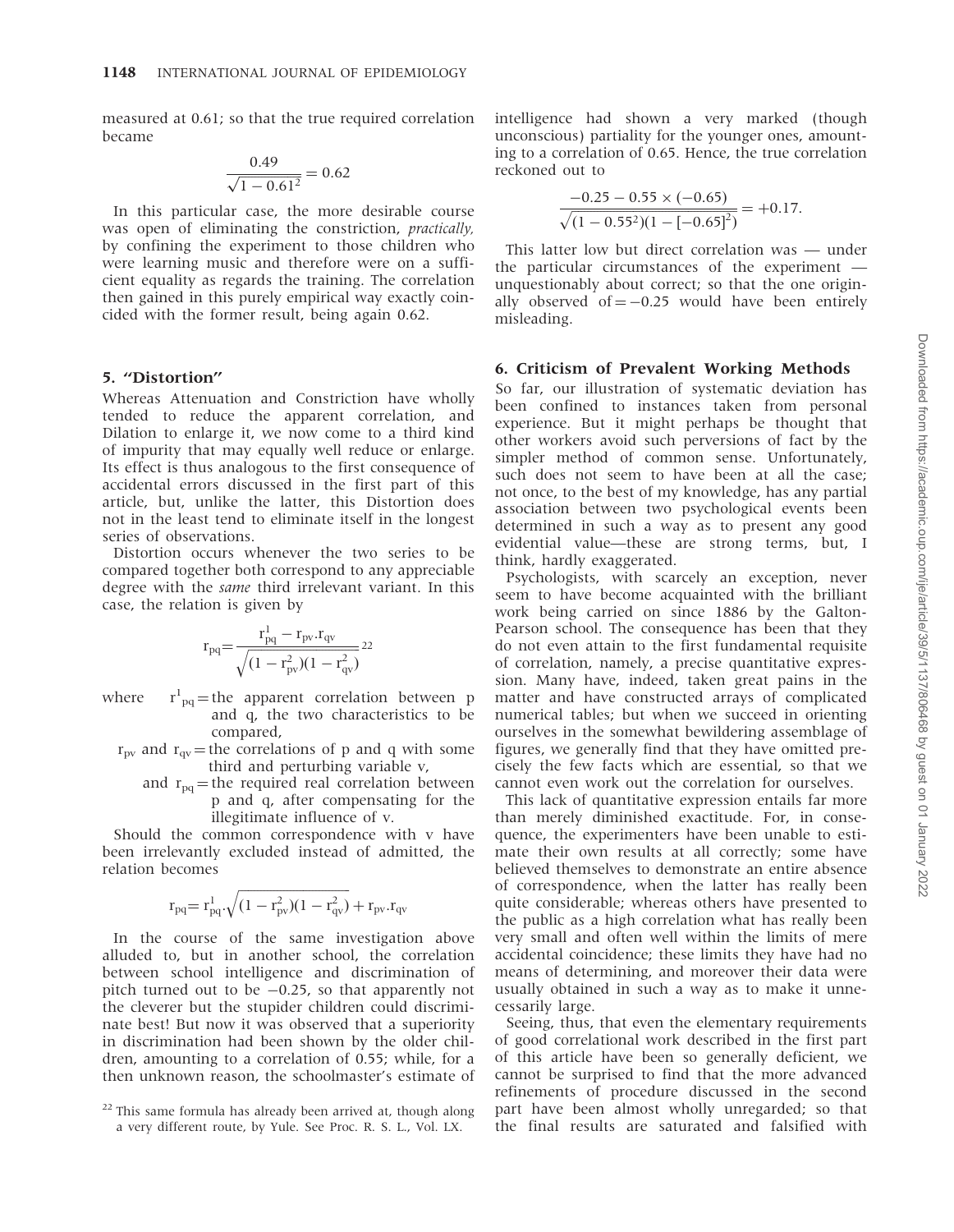measured at 0.61; so that the true required correlation became

$$\frac{0.49}{\sqrt{1-0.61^2}} = 0.62$$

In this particular case, the more desirable course was open of eliminating the constriction, *practically,* by confining the experiment to those children who were learning music and therefore were on a sufficient equality as regards the training. The correlation then gained in this purely empirical way exactly coincided with the former result, being again 0.62.

### 5. "Distortion"

Whereas Attenuation and Constriction have wholly tended to reduce the apparent correlation, and Dilation to enlarge it, we now come to a third kind of impurity that may equally well reduce or enlarge. Its effect is thus analogous to the first consequence of accidental errors discussed in the first part of this article, but, unlike the latter, this Distortion does not in the least tend to eliminate itself in the longest series of observations.

Distortion occurs whenever the two series to be compared together both correspond to any appreciable degree with the *same* third irrelevant variant. In this case, the relation is given by

$$r_{pq} = \frac{r^1_{pq} - r_{pv}.r_{qv}}{\sqrt{(1-r^2_{pv})(1-r^2_{qv})}}$$ [22]

where $r^1_{pq}$ = the apparent correlation between p and q, the two characteristics to be compared,

$r_{pv}$ and $r_{qv}$ = the correlations of p and q with some third and perturbing variable v,

and $r_{pq}$ = the required real correlation between p and q, after compensating for the illegitimate influence of v.

Should the common correspondence with v have been irrelevantly excluded instead of admitted, the relation becomes

$$r_{pq} = r^1_{pq}.\sqrt{(1-r^2_{pv})(1-r^2_{qv})} + r_{pv}.r_{qv}$$

In the course of the same investigation above alluded to, but in another school, the correlation between school intelligence and discrimination of pitch turned out to be −0.25, so that apparently not the cleverer but the stupider children could discriminate best! But now it was observed that a superiority in discrimination had been shown by the older children, amounting to a correlation of 0.55; while, for a then unknown reason, the schoolmaster's estimate of intelligence had shown a very marked (though unconscious) partiality for the younger ones, amounting to a correlation of 0.65. Hence, the true correlation reckoned out to

$$\frac{-0.25 - 0.55 \times (-0.65)}{\sqrt{(1-0.55^2)(1-[-0.65]^2)}} = +0.17.$$

This latter low but direct correlation was — under the particular circumstances of the experiment — unquestionably about correct; so that the one originally observed of = −0.25 would have been entirely misleading.

### 6. Criticism of Prevalent Working Methods

So far, our illustration of systematic deviation has been confined to instances taken from personal experience. But it might perhaps be thought that other workers avoid such perversions of fact by the simpler method of common sense. Unfortunately, such does not seem to have been at all the case; not once, to the best of my knowledge, has any partial association between two psychological events been determined in such a way as to present any good evidential value—these are strong terms, but, I think, hardly exaggerated.

Psychologists, with scarcely an exception, never seem to have become acquainted with the brilliant work being carried on since 1886 by the Galton-Pearson school. The consequence has been that they do not even attain to the first fundamental requisite of correlation, namely, a precise quantitative expression. Many have, indeed, taken great pains in the matter and have constructed arrays of complicated numerical tables; but when we succeed in orienting ourselves in the somewhat bewildering assemblage of figures, we generally find that they have omitted precisely the few facts which are essential, so that we cannot even work out the correlation for ourselves.

This lack of quantitative expression entails far more than merely diminished exactitude. For, in consequence, the experimenters have been unable to estimate their own results at all correctly; some have believed themselves to demonstrate an entire absence of correspondence, when the latter has really been quite considerable; whereas others have presented to the public as a high correlation what has really been very small and often well within the limits of mere accidental coincidence; these limits they have had no means of determining, and moreover their data were usually obtained in such a way as to make it unnecessarily large.

Seeing, thus, that even the elementary requirements of good correlational work described in the first part of this article have been so generally deficient, we cannot be surprised to find that the more advanced refinements of procedure discussed in the second part have been almost wholly unregarded; so that the final results are saturated and falsified with

[22] This same formula has already been arrived at, though along a very different route, by Yule. See Proc. R. S. L., Vol. LX.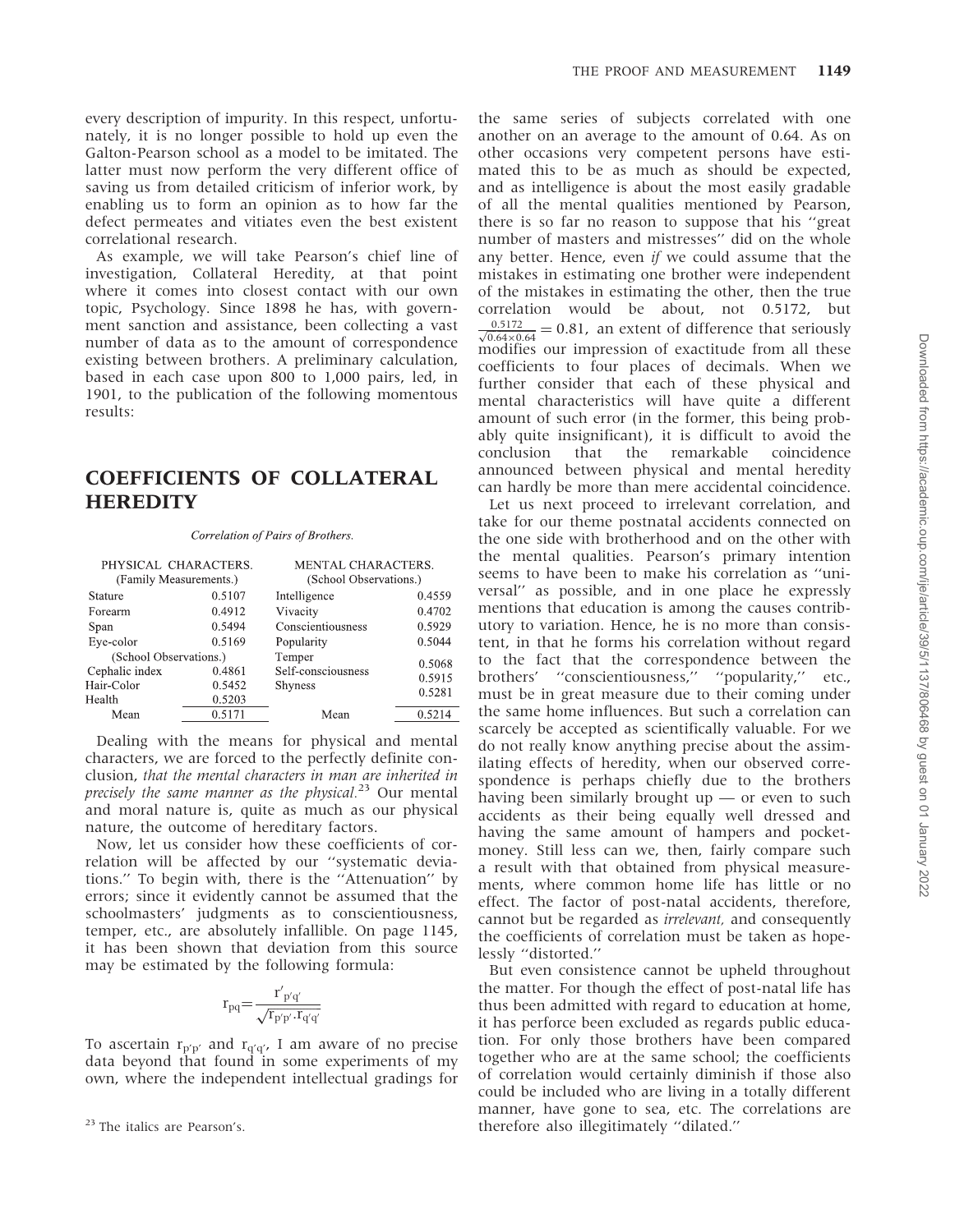every description of impurity. In this respect, unfortunately, it is no longer possible to hold up even the Galton-Pearson school as a model to be imitated. The latter must now perform the very different office of saving us from detailed criticism of inferior work, by enabling us to form an opinion as to how far the defect permeates and vitiates even the best existent correlational research.

As example, we will take Pearson's chief line of investigation, Collateral Heredity, at that point where it comes into closest contact with our own topic, Psychology. Since 1898 he has, with government sanction and assistance, been collecting a vast number of data as to the amount of correspondence existing between brothers. A preliminary calculation, based in each case upon 800 to 1,000 pairs, led, in 1901, to the publication of the following momentous results:

## COEFFICIENTS OF COLLATERAL HEREDITY

*Correlation of Pairs of Brothers.*

| PHYSICAL CHARACTERS. (Family Measurements.) | | MENTAL CHARACTERS. (School Observations.) | |
|---|---|---|---|
| Stature | 0.5107 | Intelligence | 0.4559 |
| Forearm | 0.4912 | Vivacity | 0.4702 |
| Span | 0.5494 | Conscientiousness | 0.5929 |
| Eye-color | 0.5169 | Popularity | 0.5044 |
| (School Observations.) | | Temper | 0.5068 |
| Cephalic index | 0.4861 | Self-consciousness | 0.5915 |
| Hair-Color | 0.5452 | Shyness | 0.5281 |
| Health | 0.5203 | | |
| Mean | 0.5171 | Mean | 0.5214 |

Dealing with the means for physical and mental characters, we are forced to the perfectly definite conclusion, *that the mental characters in man are inherited in precisely the same manner as the physical.*[23] Our mental and moral nature is, quite as much as our physical nature, the outcome of hereditary factors.

Now, let us consider how these coefficients of correlation will be affected by our ''systematic deviations.'' To begin with, there is the ''Attenuation'' by errors; since it evidently cannot be assumed that the schoolmasters' judgments as to conscientiousness, temper, etc., are absolutely infallible. On page 1145, it has been shown that deviation from this source may be estimated by the following formula:

$$r_{pq} = \frac{r'_{p'q'}}{\sqrt{r_{p'p'}.r_{q'q'}}}$$

To ascertain $r_{p'p'}$ and $r_{q'q'}$, I am aware of no precise data beyond that found in some experiments of my own, where the independent intellectual gradings for the same series of subjects correlated with one another on an average to the amount of 0.64. As on other occasions very competent persons have estimated this to be as much as should be expected, and as intelligence is about the most easily gradable of all the mental qualities mentioned by Pearson, there is so far no reason to suppose that his ''great number of masters and mistresses'' did on the whole any better. Hence, even *if* we could assume that the mistakes in estimating one brother were independent of the mistakes in estimating the other, then the true correlation would be about, not 0.5172, but $\frac{0.5172}{\sqrt{0.64 \times 0.64}} = 0.81$, an extent of difference that seriously modifies our impression of exactitude from all these coefficients to four places of decimals. When we further consider that each of these physical and mental characteristics will have quite a different amount of such error (in the former, this being probably quite insignificant), it is difficult to avoid the conclusion that the remarkable coincidence announced between physical and mental heredity can hardly be more than mere accidental coincidence.

Let us next proceed to irrelevant correlation, and take for our theme postnatal accidents connected on the one side with brotherhood and on the other with the mental qualities. Pearson's primary intention seems to have been to make his correlation as ''universal'' as possible, and in one place he expressly mentions that education is among the causes contributory to variation. Hence, he is no more than consistent, in that he forms his correlation without regard to the fact that the correspondence between the brothers' ''conscientiousness,'' ''popularity,'' etc., must be in great measure due to their coming under the same home influences. But such a correlation can scarcely be accepted as scientifically valuable. For we do not really know anything precise about the assimilating effects of heredity, when our observed correspondence is perhaps chiefly due to the brothers having been similarly brought up — or even to such accidents as their being equally well dressed and having the same amount of hampers and pocket-money. Still less can we, then, fairly compare such a result with that obtained from physical measurements, where common home life has little or no effect. The factor of post-natal accidents, therefore, cannot but be regarded as *irrelevant,* and consequently the coefficients of correlation must be taken as hopelessly ''distorted.''

But even consistence cannot be upheld throughout the matter. For though the effect of post-natal life has thus been admitted with regard to education at home, it has perforce been excluded as regards public education. For only those brothers have been compared together who are at the same school; the coefficients of correlation would certainly diminish if those also could be included who are living in a totally different manner, have gone to sea, etc. The correlations are therefore also illegitimately ''dilated.''

[23] The italics are Pearson's.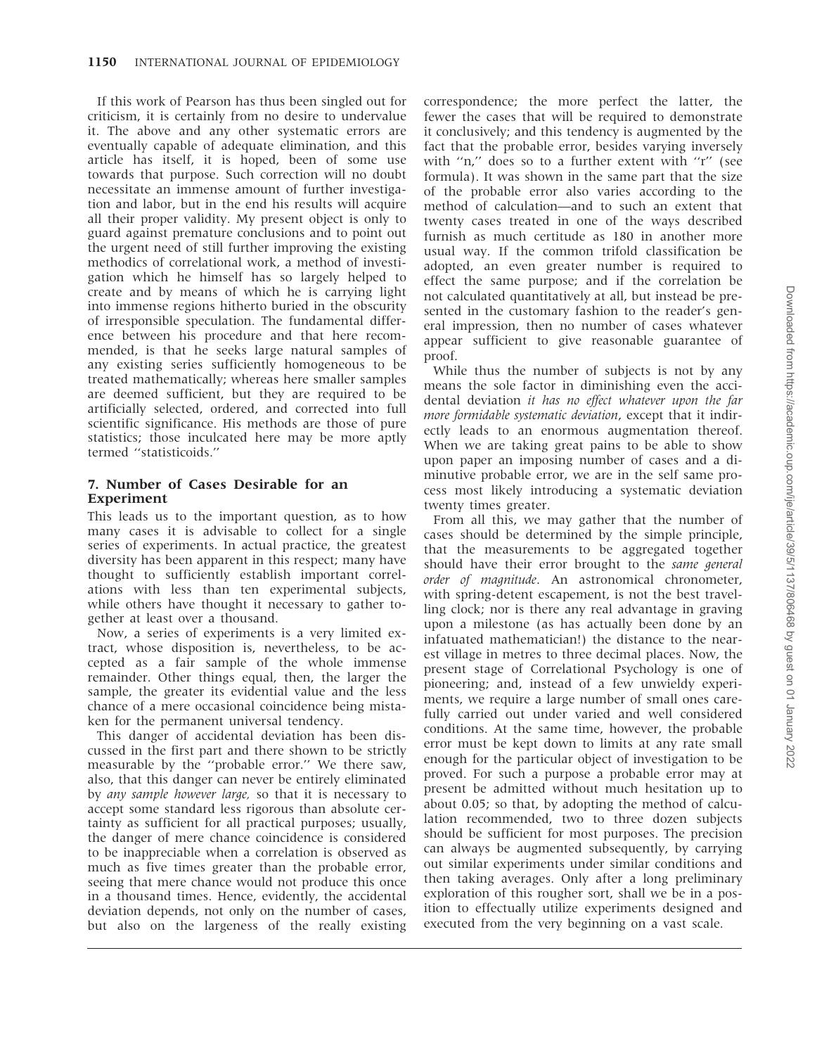If this work of Pearson has thus been singled out for criticism, it is certainly from no desire to undervalue it. The above and any other systematic errors are eventually capable of adequate elimination, and this article has itself, it is hoped, been of some use towards that purpose. Such correction will no doubt necessitate an immense amount of further investigation and labor, but in the end his results will acquire all their proper validity. My present object is only to guard against premature conclusions and to point out the urgent need of still further improving the existing methodics of correlational work, a method of investigation which he himself has so largely helped to create and by means of which he is carrying light into immense regions hitherto buried in the obscurity of irresponsible speculation. The fundamental difference between his procedure and that here recommended, is that he seeks large natural samples of any existing series sufficiently homogeneous to be treated mathematically; whereas here smaller samples are deemed sufficient, but they are required to be artificially selected, ordered, and corrected into full scientific significance. His methods are those of pure statistics; those inculcated here may be more aptly termed ''statisticoids.''

### 7. Number of Cases Desirable for an Experiment

This leads us to the important question, as to how many cases it is advisable to collect for a single series of experiments. In actual practice, the greatest diversity has been apparent in this respect; many have thought to sufficiently establish important correlations with less than ten experimental subjects, while others have thought it necessary to gather together at least over a thousand.

Now, a series of experiments is a very limited extract, whose disposition is, nevertheless, to be accepted as a fair sample of the whole immense remainder. Other things equal, then, the larger the sample, the greater its evidential value and the less chance of a mere occasional coincidence being mistaken for the permanent universal tendency.

This danger of accidental deviation has been discussed in the first part and there shown to be strictly measurable by the ''probable error.'' We there saw, also, that this danger can never be entirely eliminated by *any sample however large,* so that it is necessary to accept some standard less rigorous than absolute certainty as sufficient for all practical purposes; usually, the danger of mere chance coincidence is considered to be inappreciable when a correlation is observed as much as five times greater than the probable error, seeing that mere chance would not produce this once in a thousand times. Hence, evidently, the accidental deviation depends, not only on the number of cases, but also on the largeness of the really existing correspondence; the more perfect the latter, the fewer the cases that will be required to demonstrate it conclusively; and this tendency is augmented by the fact that the probable error, besides varying inversely with ''n,'' does so to a further extent with ''r'' (see formula). It was shown in the same part that the size of the probable error also varies according to the method of calculation—and to such an extent that twenty cases treated in one of the ways described furnish as much certitude as 180 in another more usual way. If the common trifold classification be adopted, an even greater number is required to effect the same purpose; and if the correlation be not calculated quantitatively at all, but instead be presented in the customary fashion to the reader's general impression, then no number of cases whatever appear sufficient to give reasonable guarantee of proof.

While thus the number of subjects is not by any means the sole factor in diminishing even the accidental deviation *it has no effect whatever upon the far more formidable systematic deviation*, except that it indirectly leads to an enormous augmentation thereof. When we are taking great pains to be able to show upon paper an imposing number of cases and a diminutive probable error, we are in the self same process most likely introducing a systematic deviation twenty times greater.

From all this, we may gather that the number of cases should be determined by the simple principle, that the measurements to be aggregated together should have their error brought to the *same general order of magnitude*. An astronomical chronometer, with spring-detent escapement, is not the best travelling clock; nor is there any real advantage in graving upon a milestone (as has actually been done by an infatuated mathematician!) the distance to the nearest village in metres to three decimal places. Now, the present stage of Correlational Psychology is one of pioneering; and, instead of a few unwieldy experiments, we require a large number of small ones carefully carried out under varied and well considered conditions. At the same time, however, the probable error must be kept down to limits at any rate small enough for the particular object of investigation to be proved. For such a purpose a probable error may at present be admitted without much hesitation up to about 0.05; so that, by adopting the method of calculation recommended, two to three dozen subjects should be sufficient for most purposes. The precision can always be augmented subsequently, by carrying out similar experiments under similar conditions and then taking averages. Only after a long preliminary exploration of this rougher sort, shall we be in a position to effectually utilize experiments designed and executed from the very beginning on a vast scale.